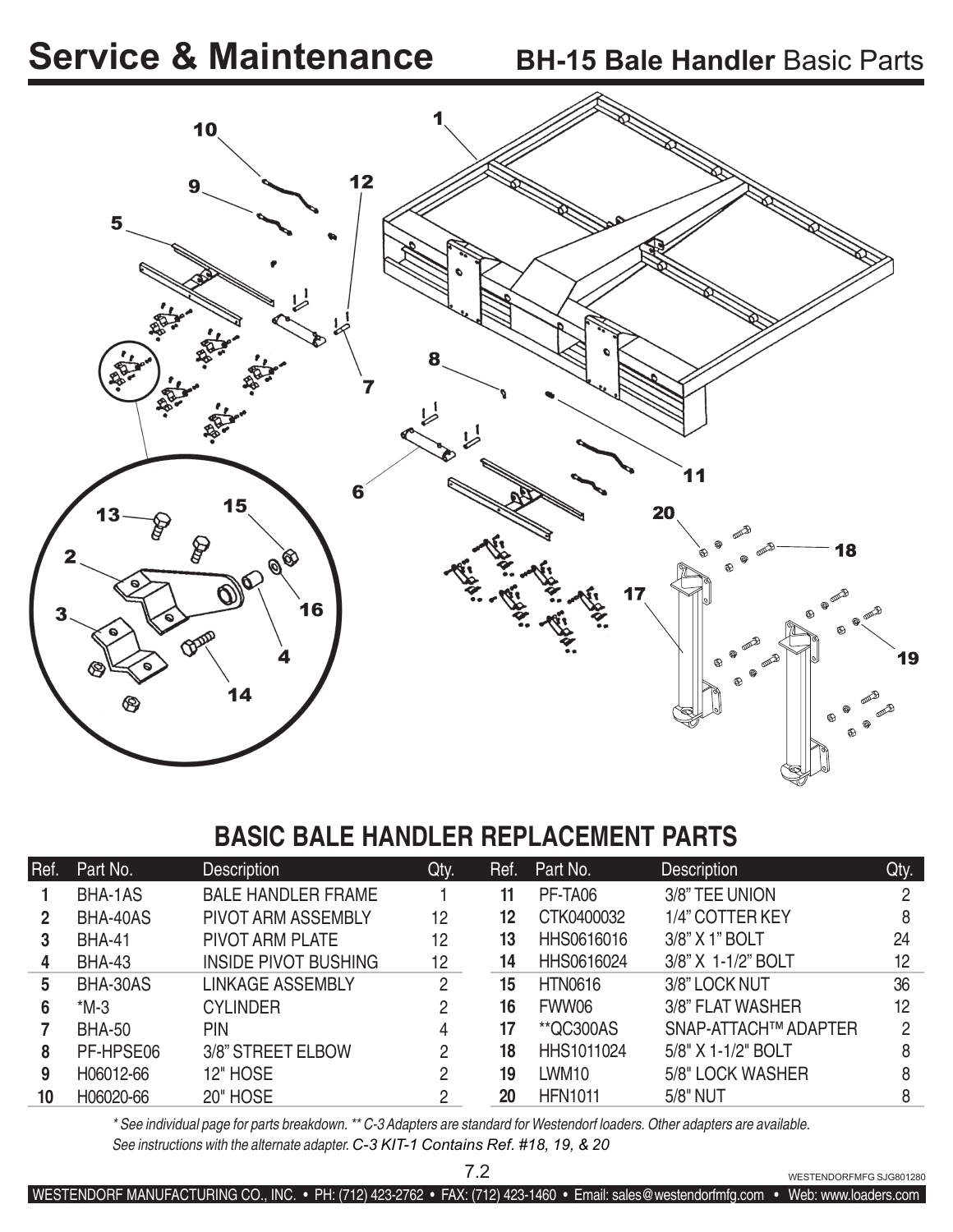# Service & Maintenance

## BH-15 Bale Handler Basic Parts

## BASIC BALE HANDLER REPLACEMENT PARTS

| Ref. | Part No. | Description | Qty. | Ref. | Part No. | Description | Qty. |
|---|---|---|---|---|---|---|---|
| 1 | BHA-1AS | BALE HANDLER FRAME | 1 | 11 | PF-TA06 | 3/8" TEE UNION | 2 |
| 2 | BHA-40AS | PIVOT ARM ASSEMBLY | 12 | 12 | CTK0400032 | 1/4" COTTER KEY | 8 |
| 3 | BHA-41 | PIVOT ARM PLATE | 12 | 13 | HHS0616016 | 3/8" X 1" BOLT | 24 |
| 4 | BHA-43 | INSIDE PIVOT BUSHING | 12 | 14 | HHS0616024 | 3/8" X 1-1/2" BOLT | 12 |
| 5 | BHA-30AS | LINKAGE ASSEMBLY | 2 | 15 | HTN0616 | 3/8" LOCK NUT | 36 |
| 6 | *M-3 | CYLINDER | 2 | 16 | FWW06 | 3/8" FLAT WASHER | 12 |
| 7 | BHA-50 | PIN | 4 | 17 | **QC300AS | SNAP-ATTACH™ ADAPTER | 2 |
| 8 | PF-HPSE06 | 3/8" STREET ELBOW | 2 | 18 | HHS1011024 | 5/8" X 1-1/2" BOLT | 8 |
| 9 | H06012-66 | 12" HOSE | 2 | 19 | LWM10 | 5/8" LOCK WASHER | 8 |
| 10 | H06020-66 | 20" HOSE | 2 | 20 | HFN1011 | 5/8" NUT | 8 |

*\* See individual page for parts breakdown. \*\* C-3 Adapters are standard for Westendorf loaders. Other adapters are available. See instructions with the alternate adapter. C-3 KIT-1 Contains Ref. #18, 19, & 20*

WESTENDORFMFG SJG801280

WESTENDORF MANUFACTURING CO., INC. • PH: (712) 423-2762 • FAX: (712) 423-1460 • Email: sales@westendorfmfg.com • Web: www.loaders.com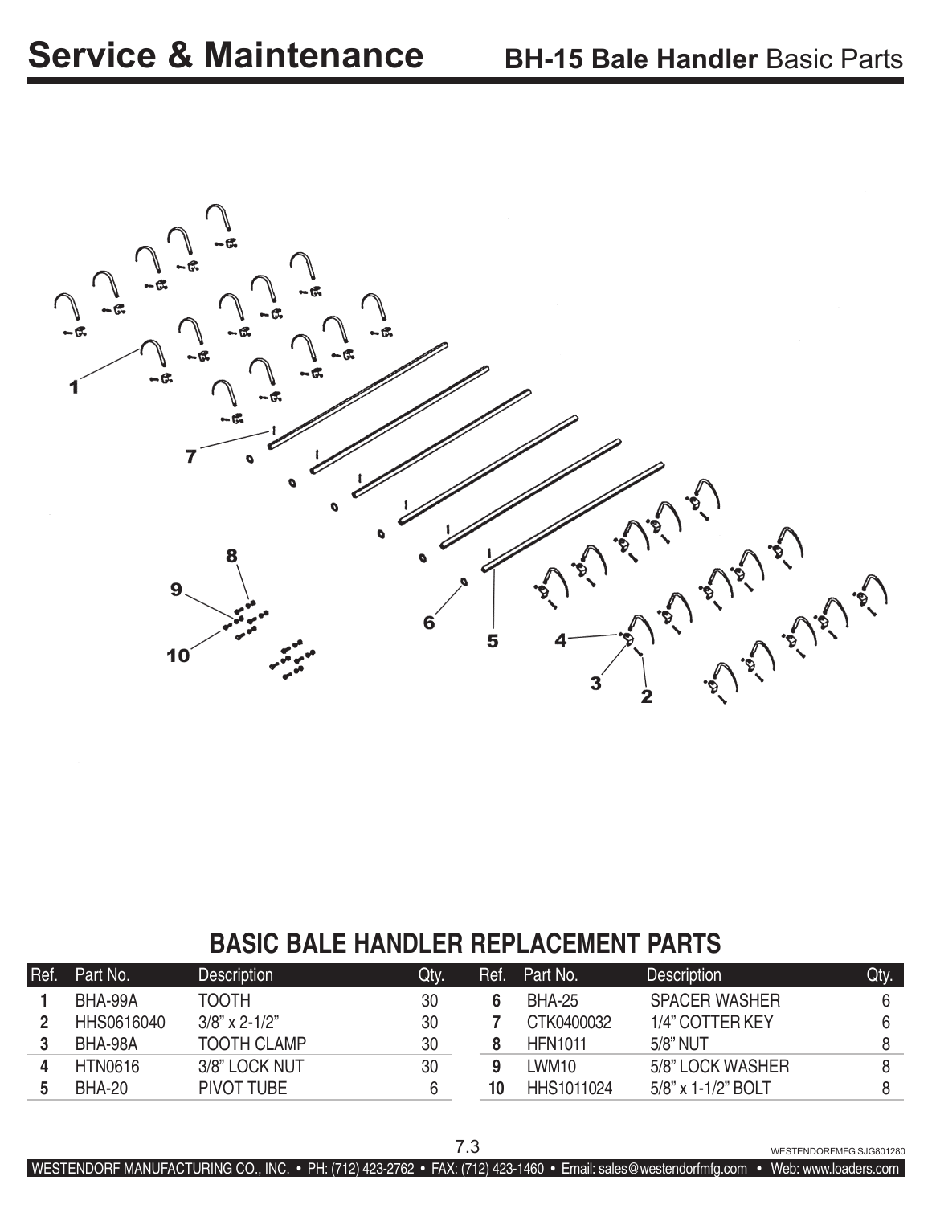# Service & Maintenance

## BH-15 Bale Handler Basic Parts

## BASIC BALE HANDLER REPLACEMENT PARTS

| Ref. | Part No. | Description | Qty. | Ref. | Part No. | Description | Qty. |
|---|---|---|---|---|---|---|---|
| 1 | BHA-99A | TOOTH | 30 | 6 | BHA-25 | SPACER WASHER | 6 |
| 2 | HHS0616040 | 3/8" x 2-1/2" | 30 | 7 | CTK0400032 | 1/4" COTTER KEY | 6 |
| 3 | BHA-98A | TOOTH CLAMP | 30 | 8 | HFN1011 | 5/8" NUT | 8 |
| 4 | HTN0616 | 3/8" LOCK NUT | 30 | 9 | LWM10 | 5/8" LOCK WASHER | 8 |
| 5 | BHA-20 | PIVOT TUBE | 6 | 10 | HHS1011024 | 5/8" x 1-1/2" BOLT | 8 |

WESTENDORFMFG SJG801280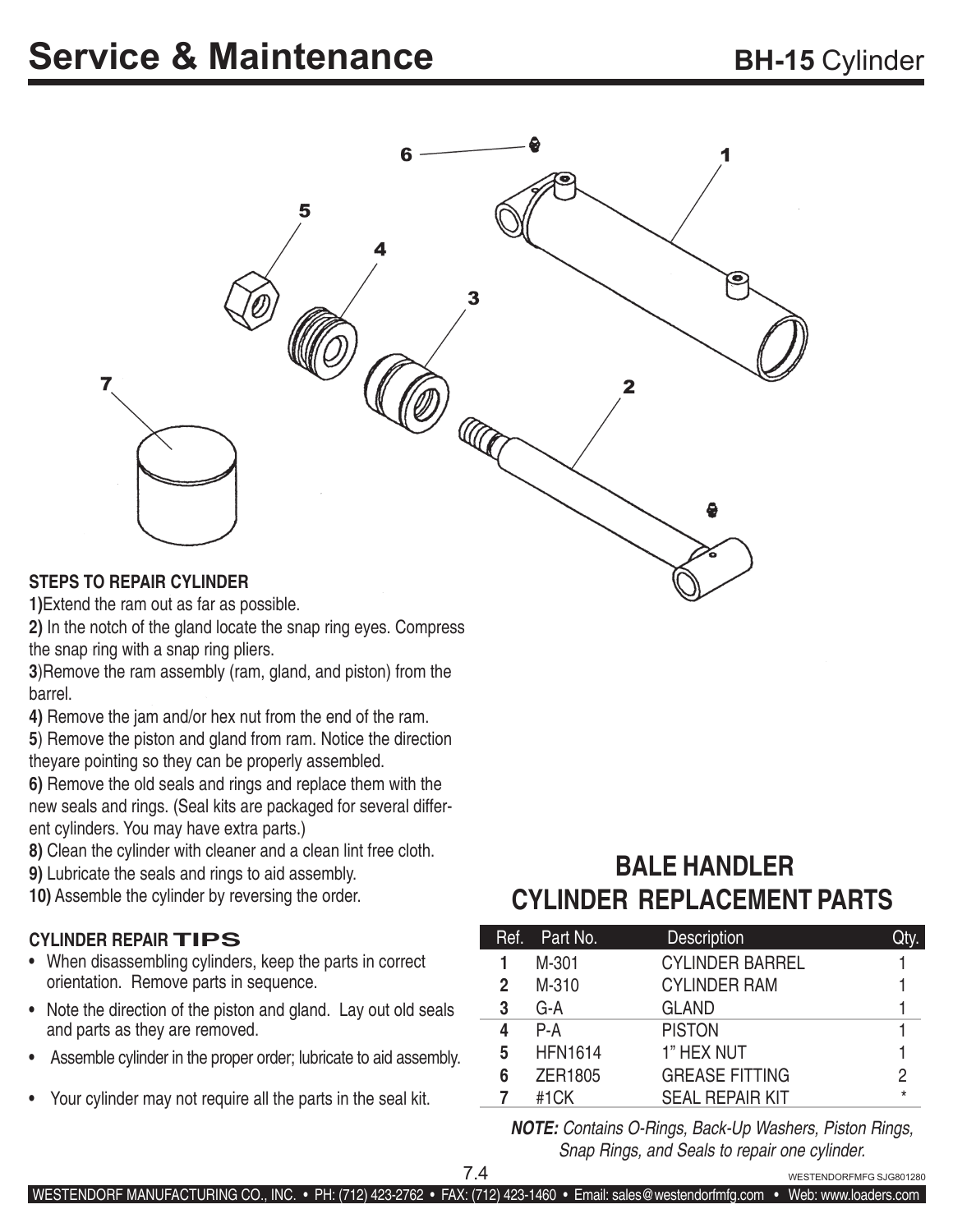# Service & Maintenance

## BH-15 Cylinder

6

5

4

3

2

1

7

### STEPS TO REPAIR CYLINDER

**1)**Extend the ram out as far as possible.

**2)** In the notch of the gland locate the snap ring eyes. Compress the snap ring with a snap ring pliers.

**3**)Remove the ram assembly (ram, gland, and piston) from the barrel.

**4)** Remove the jam and/or hex nut from the end of the ram.

**5**) Remove the piston and gland from ram. Notice the direction theyare pointing so they can be properly assembled.

**6)** Remove the old seals and rings and replace them with the new seals and rings. (Seal kits are packaged for several different cylinders. You may have extra parts.)

**8)** Clean the cylinder with cleaner and a clean lint free cloth.

**9)** Lubricate the seals and rings to aid assembly.

**10)** Assemble the cylinder by reversing the order.

### CYLINDER REPAIR TIPS

- When disassembling cylinders, keep the parts in correct orientation. Remove parts in sequence.
- Note the direction of the piston and gland. Lay out old seals and parts as they are removed.
- Assemble cylinder in the proper order; lubricate to aid assembly.
- Your cylinder may not require all the parts in the seal kit.

## BALE HANDLER CYLINDER REPLACEMENT PARTS

| Ref. | Part No. | Description | Qty. |
|---|---|---|---|
| 1 | M-301 | CYLINDER BARREL | 1 |
| 2 | M-310 | CYLINDER RAM | 1 |
| 3 | G-A | GLAND | 1 |
| 4 | P-A | PISTON | 1 |
| 5 | HFN1614 | 1" HEX NUT | 1 |
| 6 | ZER1805 | GREASE FITTING | 2 |
| 7 | #1CK | SEAL REPAIR KIT | * |

***NOTE:*** *Contains O-Rings, Back-Up Washers, Piston Rings, Snap Rings, and Seals to repair one cylinder.*

WESTENDORFMFG SJG801280